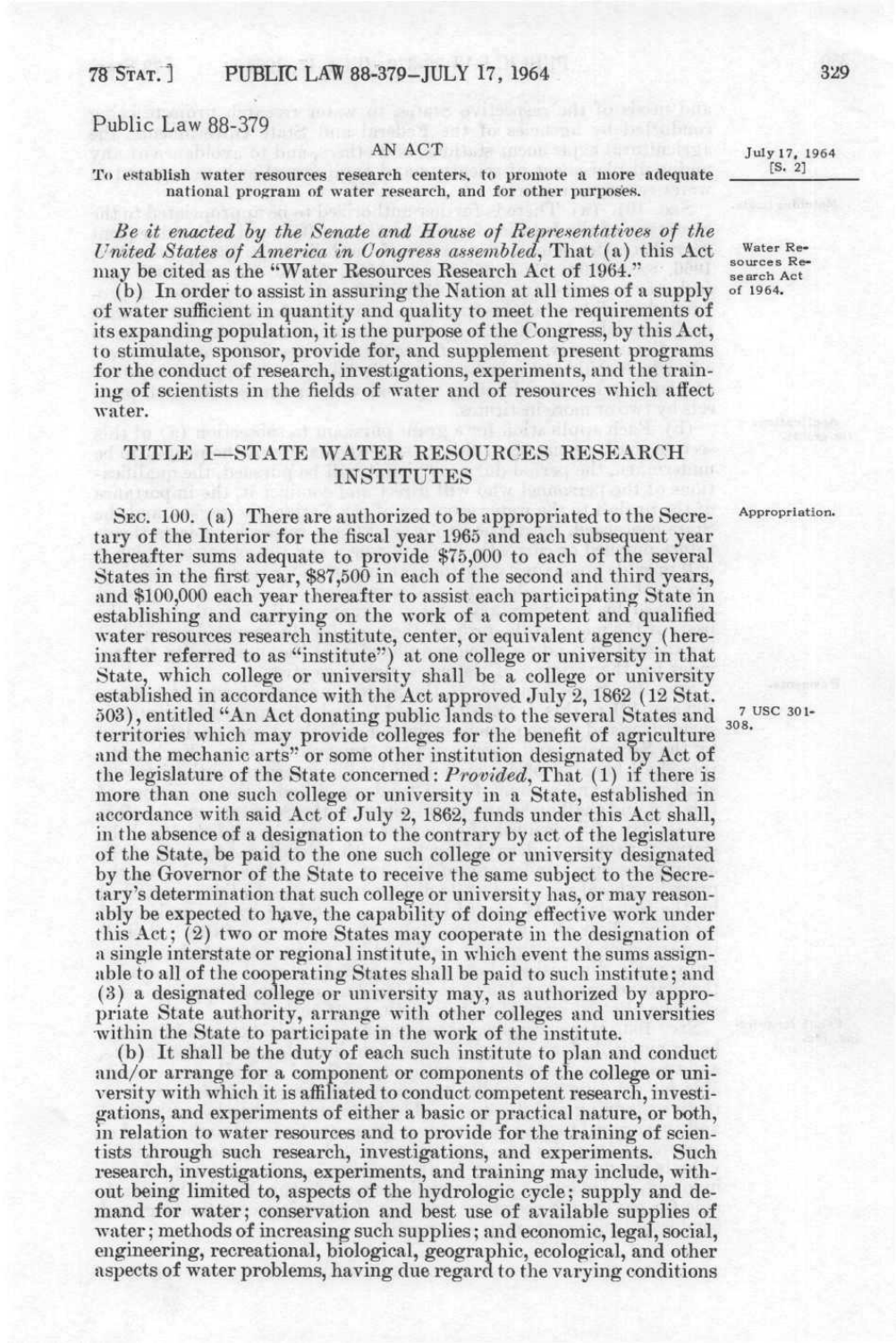Public Law 88-379

AN ACT

July 17, 1964
[S. 2]

To establish water resources research centers, to promote a more adequate national program of water research, and for other purposes.

*Be it enacted by the Senate and House of Representatives of the United States of America in Congress assembled*, That (a) this Act may be cited as the "Water Resources Research Act of 1964."

Water Resources Research Act of 1964.

(b) In order to assist in assuring the Nation at all times of a supply of water sufficient in quantity and quality to meet the requirements of its expanding population, it is the purpose of the Congress, by this Act, to stimulate, sponsor, provide for, and supplement present programs for the conduct of research, investigations, experiments, and the training of scientists in the fields of water and of resources which affect water.

## TITLE I—STATE WATER RESOURCES RESEARCH INSTITUTES

Appropriation.

SEC. 100. (a) There are authorized to be appropriated to the Secretary of the Interior for the fiscal year 1965 and each subsequent year thereafter sums adequate to provide $75,000 to each of the several States in the first year, $87,500 in each of the second and third years, and $100,000 each year thereafter to assist each participating State in establishing and carrying on the work of a competent and qualified water resources research institute, center, or equivalent agency (hereinafter referred to as "institute") at one college or university in that State, which college or university shall be a college or university established in accordance with the Act approved July 2, 1862 (12 Stat. 503), entitled "An Act donating public lands to the several States and territories which may provide colleges for the benefit of agriculture and the mechanic arts" or some other institution designated by Act of the legislature of the State concerned: *Provided*, That (1) if there is more than one such college or university in a State, established in accordance with said Act of July 2, 1862, funds under this Act shall, in the absence of a designation to the contrary by act of the legislature of the State, be paid to the one such college or university designated by the Governor of the State to receive the same subject to the Secretary's determination that such college or university has, or may reasonably be expected to have, the capability of doing effective work under this Act; (2) two or more States may cooperate in the designation of a single interstate or regional institute, in which event the sums assignable to all of the cooperating States shall be paid to such institute; and (3) a designated college or university may, as authorized by appropriate State authority, arrange with other colleges and universities within the State to participate in the work of the institute.

7 USC 301-308.

(b) It shall be the duty of each such institute to plan and conduct and/or arrange for a component or components of the college or university with which it is affiliated to conduct competent research, investigations, and experiments of either a basic or practical nature, or both, in relation to water resources and to provide for the training of scientists through such research, investigations, and experiments. Such research, investigations, experiments, and training may include, without being limited to, aspects of the hydrologic cycle; supply and demand for water; conservation and best use of available supplies of water; methods of increasing such supplies; and economic, legal, social, engineering, recreational, biological, geographic, ecological, and other aspects of water problems, having due regard to the varying conditions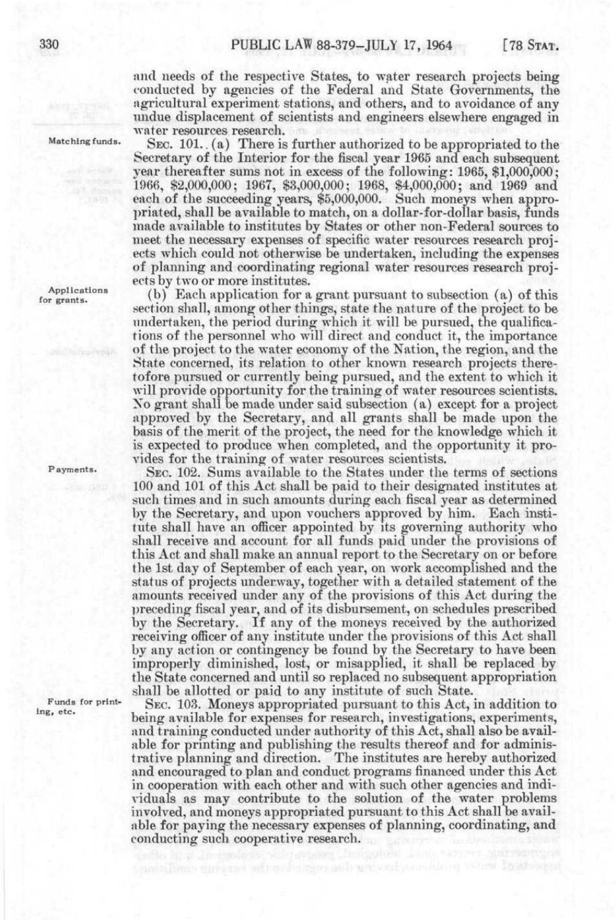and needs of the respective States, to water research projects being conducted by agencies of the Federal and State Governments, the agricultural experiment stations, and others, and to avoidance of any undue displacement of scientists and engineers elsewhere engaged in water resources research.

Matching funds.

SEC. 101. (a) There is further authorized to be appropriated to the Secretary of the Interior for the fiscal year 1965 and each subsequent year thereafter sums not in excess of the following: 1965, $1,000,000; 1966, $2,000,000; 1967, $3,000,000; 1968, $4,000,000; and 1969 and each of the succeeding years, $5,000,000. Such moneys when appropriated, shall be available to match, on a dollar-for-dollar basis, funds made available to institutes by States or other non-Federal sources to meet the necessary expenses of specific water resources research projects which could not otherwise be undertaken, including the expenses of planning and coordinating regional water resources research projects by two or more institutes.

Applications for grants.

(b) Each application for a grant pursuant to subsection (a) of this section shall, among other things, state the nature of the project to be undertaken, the period during which it will be pursued, the qualifications of the personnel who will direct and conduct it, the importance of the project to the water economy of the Nation, the region, and the State concerned, its relation to other known research projects theretofore pursued or currently being pursued, and the extent to which it will provide opportunity for the training of water resources scientists. No grant shall be made under said subsection (a) except for a project approved by the Secretary, and all grants shall be made upon the basis of the merit of the project, the need for the knowledge which it is expected to produce when completed, and the opportunity it provides for the training of water resources scientists.

Payments.

SEC. 102. Sums available to the States under the terms of sections 100 and 101 of this Act shall be paid to their designated institutes at such times and in such amounts during each fiscal year as determined by the Secretary, and upon vouchers approved by him. Each institute shall have an officer appointed by its governing authority who shall receive and account for all funds paid under the provisions of this Act and shall make an annual report to the Secretary on or before the 1st day of September of each year, on work accomplished and the status of projects underway, together with a detailed statement of the amounts received under any of the provisions of this Act during the preceding fiscal year, and of its disbursement, on schedules prescribed by the Secretary. If any of the moneys received by the authorized receiving officer of any institute under the provisions of this Act shall by any action or contingency be found by the Secretary to have been improperly diminished, lost, or misapplied, it shall be replaced by the State concerned and until so replaced no subsequent appropriation shall be allotted or paid to any institute of such State.

Funds for printing, etc.

SEC. 103. Moneys appropriated pursuant to this Act, in addition to being available for expenses for research, investigations, experiments, and training conducted under authority of this Act, shall also be available for printing and publishing the results thereof and for administrative planning and direction. The institutes are hereby authorized and encouraged to plan and conduct programs financed under this Act in cooperation with each other and with such other agencies and individuals as may contribute to the solution of the water problems involved, and moneys appropriated pursuant to this Act shall be available for paying the necessary expenses of planning, coordinating, and conducting such cooperative research.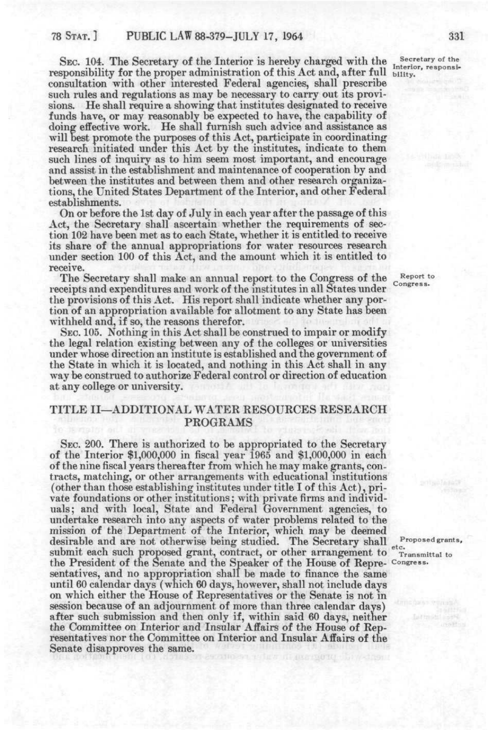SEC. 104. The Secretary of the Interior is hereby charged with the responsibility for the proper administration of this Act and, after full consultation with other interested Federal agencies, shall prescribe such rules and regulations as may be necessary to carry out its provisions. He shall require a showing that institutes designated to receive funds have, or may reasonably be expected to have, the capability of doing effective work. He shall furnish such advice and assistance as will best promote the purposes of this Act, participate in coordinating research initiated under this Act by the institutes, indicate to them such lines of inquiry as to him seem most important, and encourage and assist in the establishment and maintenance of cooperation by and between the institutes and between them and other research organizations, the United States Department of the Interior, and other Federal establishments.

Secretary of the Interior, responsibility.

On or before the 1st day of July in each year after the passage of this Act, the Secretary shall ascertain whether the requirements of section 102 have been met as to each State, whether it is entitled to receive its share of the annual appropriations for water resources research under section 100 of this Act, and the amount which it is entitled to receive.

The Secretary shall make an annual report to the Congress of the receipts and expenditures and work of the institutes in all States under the provisions of this Act. His report shall indicate whether any portion of an appropriation available for allotment to any State has been withheld and, if so, the reasons therefor.

Report to Congress.

SEC. 105. Nothing in this Act shall be construed to impair or modify the legal relation existing between any of the colleges or universities under whose direction an institute is established and the government of the State in which it is located, and nothing in this Act shall in any way be construed to authorize Federal control or direction of education at any college or university.

## TITLE II—ADDITIONAL WATER RESOURCES RESEARCH PROGRAMS

SEC. 200. There is authorized to be appropriated to the Secretary of the Interior $1,000,000 in fiscal year 1965 and $1,000,000 in each of the nine fiscal years thereafter from which he may make grants, contracts, matching, or other arrangements with educational institutions (other than those establishing institutes under title I of this Act), private foundations or other institutions; with private firms and individuals; and with local, State and Federal Government agencies, to undertake research into any aspects of water problems related to the mission of the Department of the Interior, which may be deemed desirable and are not otherwise being studied. The Secretary shall submit each such proposed grant, contract, or other arrangement to the President of the Senate and the Speaker of the House of Representatives, and no appropriation shall be made to finance the same until 60 calendar days (which 60 days, however, shall not include days on which either the House of Representatives or the Senate is not in session because of an adjournment of more than three calendar days) after such submission and then only if, within said 60 days, neither the Committee on Interior and Insular Affairs of the House of Representatives nor the Committee on Interior and Insular Affairs of the Senate disapproves the same.

Proposed grants, etc. Transmittal to Congress.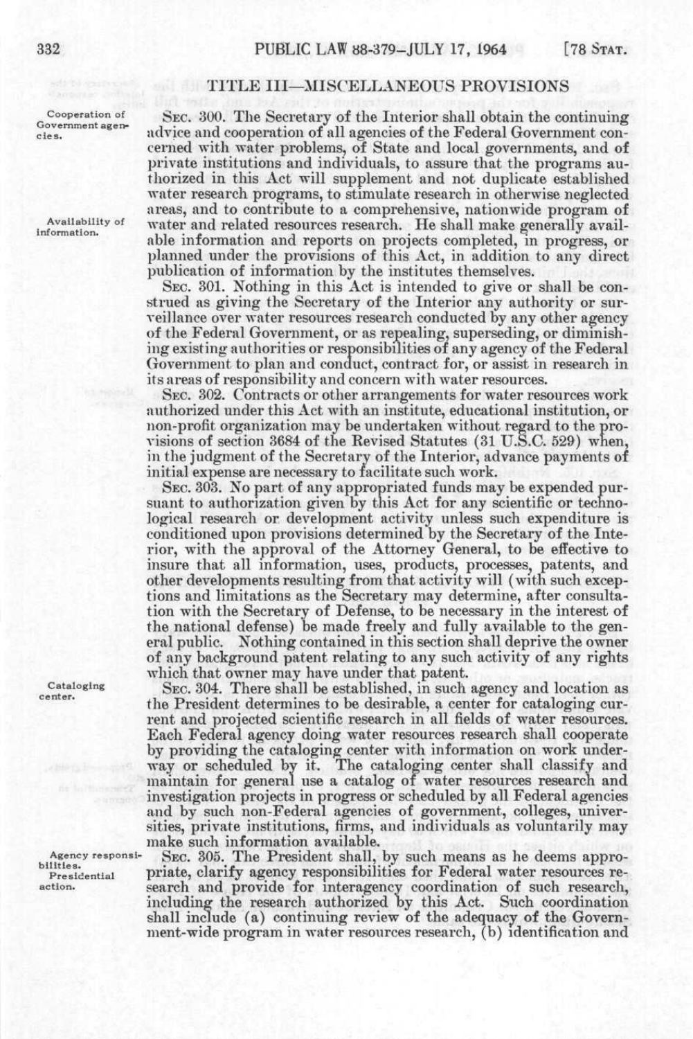## TITLE III—MISCELLANEOUS PROVISIONS

Cooperation of Government agencies.

SEC. 300. The Secretary of the Interior shall obtain the continuing advice and cooperation of all agencies of the Federal Government concerned with water problems, of State and local governments, and of private institutions and individuals, to assure that the programs authorized in this Act will supplement and not duplicate established water research programs, to stimulate research in otherwise neglected areas, and to contribute to a comprehensive, nationwide program of water and related resources research. He shall make generally available information and reports on projects completed, in progress, or planned under the provisions of this Act, in addition to any direct publication of information by the institutes themselves.

Availability of information.

SEC. 301. Nothing in this Act is intended to give or shall be construed as giving the Secretary of the Interior any authority or surveillance over water resources research conducted by any other agency of the Federal Government, or as repealing, superseding, or diminishing existing authorities or responsibilities of any agency of the Federal Government to plan and conduct, contract for, or assist in research in its areas of responsibility and concern with water resources.

SEC. 302. Contracts or other arrangements for water resources work authorized under this Act with an institute, educational institution, or non-profit organization may be undertaken without regard to the provisions of section 3684 of the Revised Statutes (31 U.S.C. 529) when, in the judgment of the Secretary of the Interior, advance payments of initial expense are necessary to facilitate such work.

SEC. 303. No part of any appropriated funds may be expended pursuant to authorization given by this Act for any scientific or technological research or development activity unless such expenditure is conditioned upon provisions determined by the Secretary of the Interior, with the approval of the Attorney General, to be effective to insure that all information, uses, products, processes, patents, and other developments resulting from that activity will (with such exceptions and limitations as the Secretary may determine, after consultation with the Secretary of Defense, to be necessary in the interest of the national defense) be made freely and fully available to the general public. Nothing contained in this section shall deprive the owner of any background patent relating to any such activity of any rights which that owner may have under that patent.

Cataloging center.

SEC. 304. There shall be established, in such agency and location as the President determines to be desirable, a center for cataloging current and projected scientific research in all fields of water resources. Each Federal agency doing water resources research shall cooperate by providing the cataloging center with information on work underway or scheduled by it. The cataloging center shall classify and maintain for general use a catalog of water resources research and investigation projects in progress or scheduled by all Federal agencies and by such non-Federal agencies of government, colleges, universities, private institutions, firms, and individuals as voluntarily may make such information available.

Agency responsibilities. Presidential action.

SEC. 305. The President shall, by such means as he deems appropriate, clarify agency responsibilities for Federal water resources research and provide for interagency coordination of such research, including the research authorized by this Act. Such coordination shall include (a) continuing review of the adequacy of the Government-wide program in water resources research, (b) identification and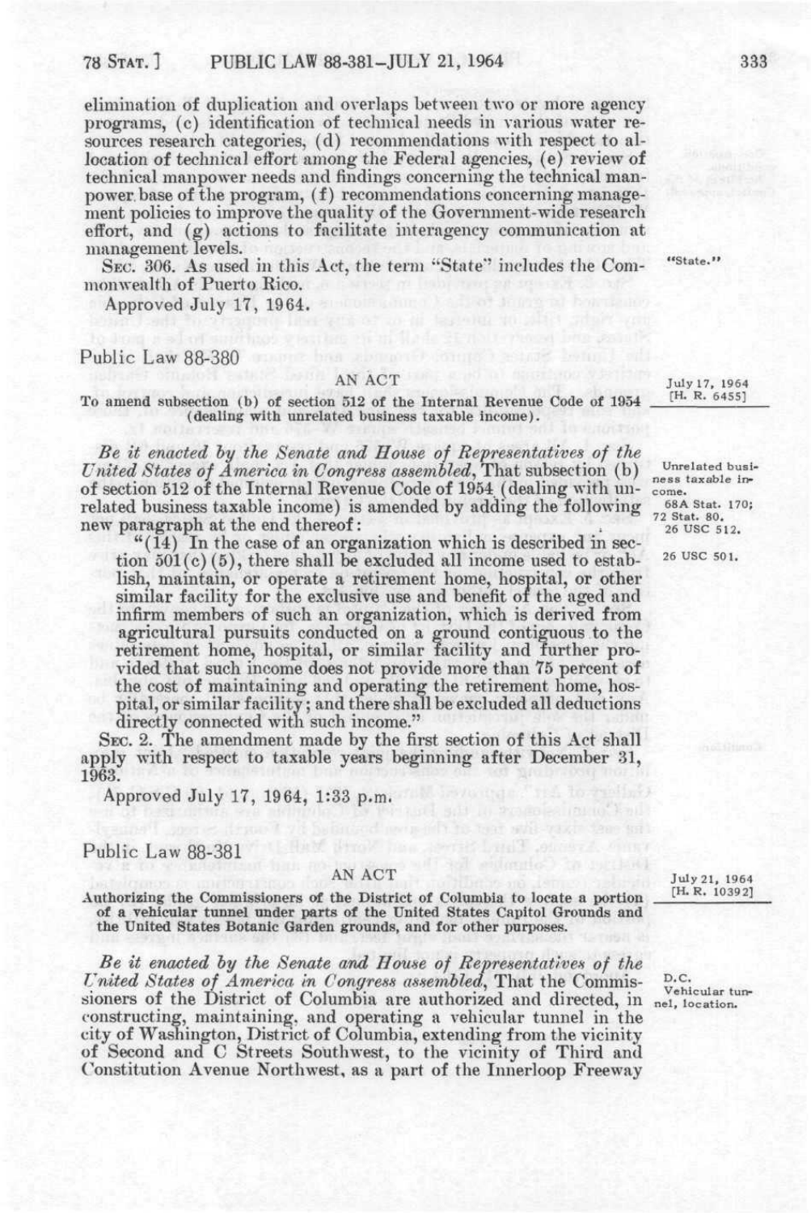elimination of duplication and overlaps between two or more agency programs, (c) identification of technical needs in various water resources research categories, (d) recommendations with respect to allocation of technical effort among the Federal agencies, (e) review of technical manpower needs and findings concerning the technical manpower base of the program, (f) recommendations concerning management policies to improve the quality of the Government-wide research effort, and (g) actions to facilitate interagency communication at management levels.

SEC. 306. As used in this Act, the term "State" includes the Commonwealth of Puerto Rico.

"State."

Approved July 17, 1964.

## Public Law 88-380

AN ACT

To amend subsection (b) of section 512 of the Internal Revenue Code of 1954 (dealing with unrelated business taxable income).

July 17, 1964
[H. R. 6455]

*Be it enacted by the Senate and House of Representatives of the United States of America in Congress assembled*, That subsection (b) of section 512 of the Internal Revenue Code of 1954 (dealing with unrelated business taxable income) is amended by adding the following new paragraph at the end thereof:

Unrelated business taxable income.
68A Stat. 170; 72 Stat. 80.
26 USC 512.

"(14) In the case of an organization which is described in section 501(c)(5), there shall be excluded all income used to establish, maintain, or operate a retirement home, hospital, or other similar facility for the exclusive use and benefit of the aged and infirm members of such an organization, which is derived from agricultural pursuits conducted on a ground contiguous to the retirement home, hospital, or similar facility and further provided that such income does not provide more than 75 percent of the cost of maintaining and operating the retirement home, hospital, or similar facility; and there shall be excluded all deductions directly connected with such income."

26 USC 501.

SEC. 2. The amendment made by the first section of this Act shall apply with respect to taxable years beginning after December 31, 1963.

Approved July 17, 1964, 1:33 p.m.

## Public Law 88-381

AN ACT

Authorizing the Commissioners of the District of Columbia to locate a portion of a vehicular tunnel under parts of the United States Capitol Grounds and the United States Botanic Garden grounds, and for other purposes.

July 21, 1964
[H. R. 10392]

*Be it enacted by the Senate and House of Representatives of the United States of America in Congress assembled*, That the Commissioners of the District of Columbia are authorized and directed, in constructing, maintaining, and operating a vehicular tunnel in the city of Washington, District of Columbia, extending from the vicinity of Second and C Streets Southwest, to the vicinity of Third and Constitution Avenue Northwest, as a part of the Innerloop Freeway

D.C.
Vehicular tunnel, location.